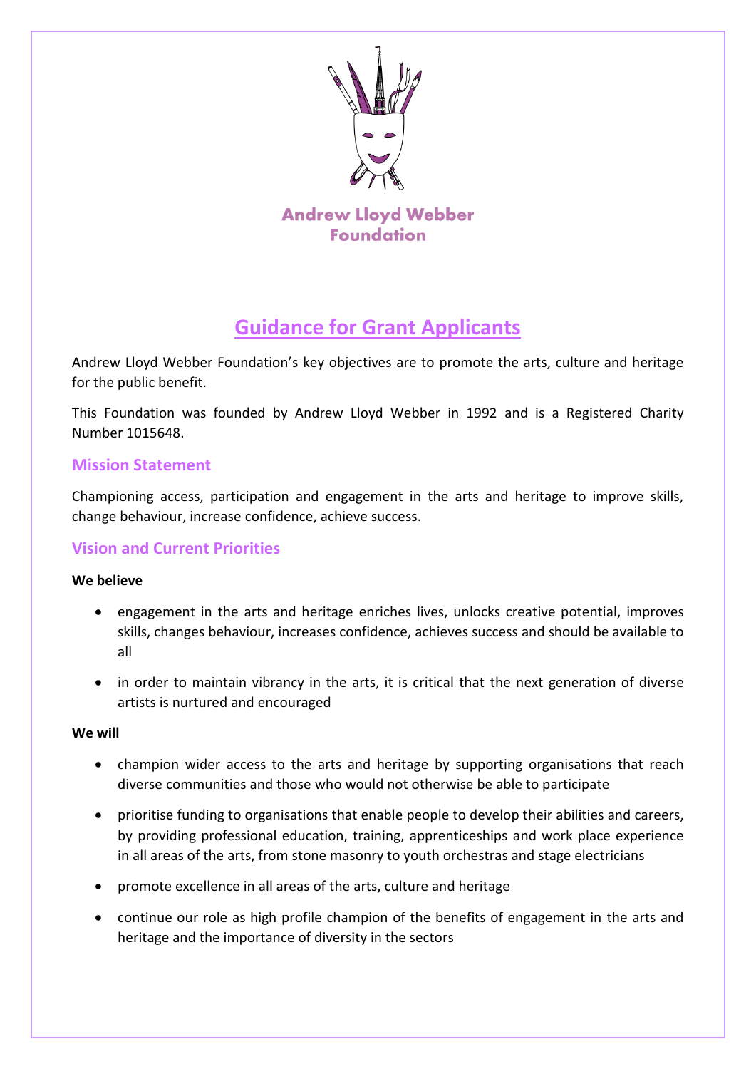Andrew Lloyd Webber Foundation

# Guidance for Grant Applicants

Andrew Lloyd Webber Foundation's key objectives are to promote the arts, culture and heritage for the public benefit.

This Foundation was founded by Andrew Lloyd Webber in 1992 and is a Registered Charity Number 1015648.

## Mission Statement

Championing access, participation and engagement in the arts and heritage to improve skills, change behaviour, increase confidence, achieve success.

## Vision and Current Priorities

**We believe**

- engagement in the arts and heritage enriches lives, unlocks creative potential, improves skills, changes behaviour, increases confidence, achieves success and should be available to all
- in order to maintain vibrancy in the arts, it is critical that the next generation of diverse artists is nurtured and encouraged

**We will**

- champion wider access to the arts and heritage by supporting organisations that reach diverse communities and those who would not otherwise be able to participate
- prioritise funding to organisations that enable people to develop their abilities and careers, by providing professional education, training, apprenticeships and work place experience in all areas of the arts, from stone masonry to youth orchestras and stage electricians
- promote excellence in all areas of the arts, culture and heritage
- continue our role as high profile champion of the benefits of engagement in the arts and heritage and the importance of diversity in the sectors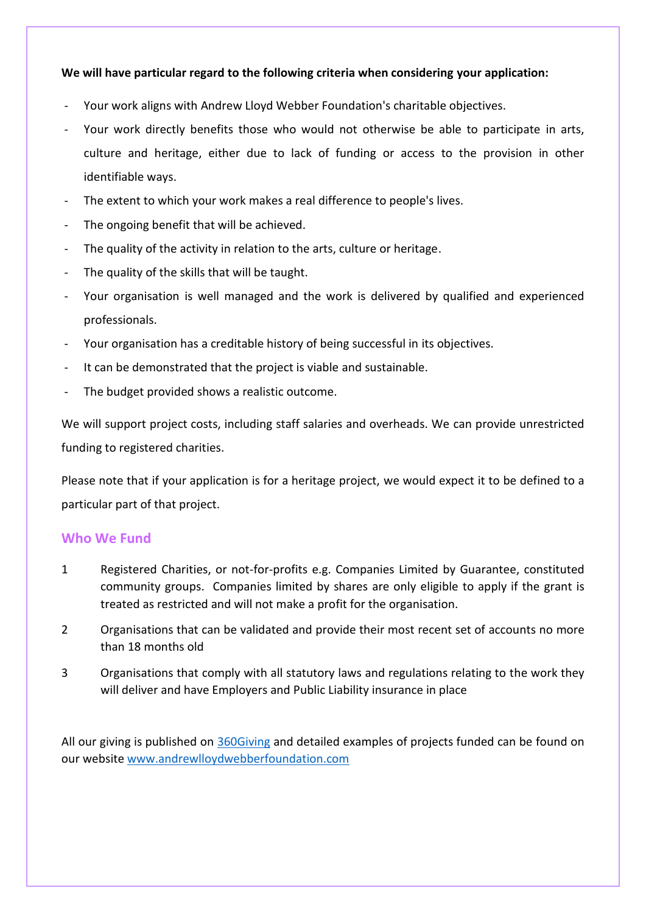**We will have particular regard to the following criteria when considering your application:**

- Your work aligns with Andrew Lloyd Webber Foundation's charitable objectives.
- Your work directly benefits those who would not otherwise be able to participate in arts, culture and heritage, either due to lack of funding or access to the provision in other identifiable ways.
- The extent to which your work makes a real difference to people's lives.
- The ongoing benefit that will be achieved.
- The quality of the activity in relation to the arts, culture or heritage.
- The quality of the skills that will be taught.
- Your organisation is well managed and the work is delivered by qualified and experienced professionals.
- Your organisation has a creditable history of being successful in its objectives.
- It can be demonstrated that the project is viable and sustainable.
- The budget provided shows a realistic outcome.

We will support project costs, including staff salaries and overheads. We can provide unrestricted funding to registered charities.

Please note that if your application is for a heritage project, we would expect it to be defined to a particular part of that project.

## Who We Fund

1. Registered Charities, or not-for-profits e.g. Companies Limited by Guarantee, constituted community groups. Companies limited by shares are only eligible to apply if the grant is treated as restricted and will not make a profit for the organisation.
2. Organisations that can be validated and provide their most recent set of accounts no more than 18 months old
3. Organisations that comply with all statutory laws and regulations relating to the work they will deliver and have Employers and Public Liability insurance in place

All our giving is published on [360Giving] and detailed examples of projects funded can be found on our website [www.andrewlloydwebberfoundation.com]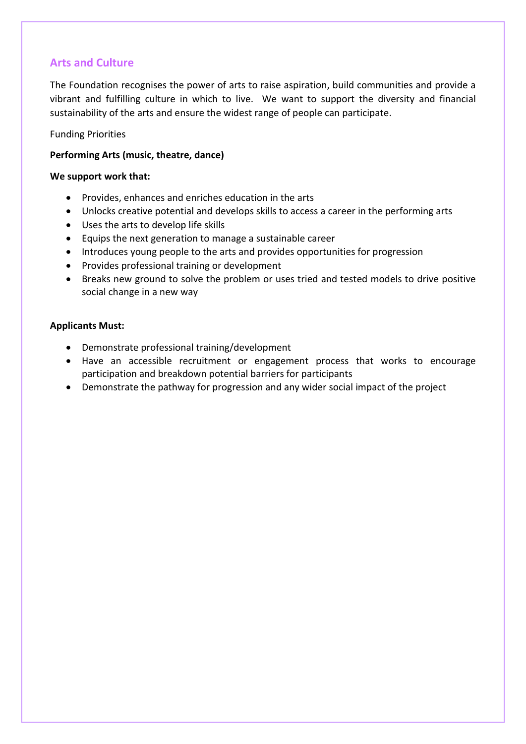## Arts and Culture

The Foundation recognises the power of arts to raise aspiration, build communities and provide a vibrant and fulfilling culture in which to live. We want to support the diversity and financial sustainability of the arts and ensure the widest range of people can participate.

Funding Priorities

**Performing Arts (music, theatre, dance)**

**We support work that:**

- Provides, enhances and enriches education in the arts
- Unlocks creative potential and develops skills to access a career in the performing arts
- Uses the arts to develop life skills
- Equips the next generation to manage a sustainable career
- Introduces young people to the arts and provides opportunities for progression
- Provides professional training or development
- Breaks new ground to solve the problem or uses tried and tested models to drive positive social change in a new way

**Applicants Must:**

- Demonstrate professional training/development
- Have an accessible recruitment or engagement process that works to encourage participation and breakdown potential barriers for participants
- Demonstrate the pathway for progression and any wider social impact of the project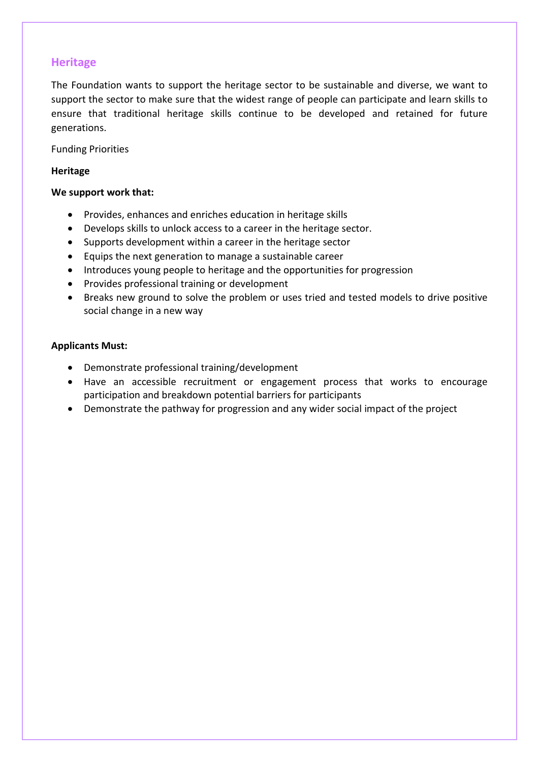## Heritage

The Foundation wants to support the heritage sector to be sustainable and diverse, we want to support the sector to make sure that the widest range of people can participate and learn skills to ensure that traditional heritage skills continue to be developed and retained for future generations.

Funding Priorities

**Heritage**

**We support work that:**

- Provides, enhances and enriches education in heritage skills
- Develops skills to unlock access to a career in the heritage sector.
- Supports development within a career in the heritage sector
- Equips the next generation to manage a sustainable career
- Introduces young people to heritage and the opportunities for progression
- Provides professional training or development
- Breaks new ground to solve the problem or uses tried and tested models to drive positive social change in a new way

**Applicants Must:**

- Demonstrate professional training/development
- Have an accessible recruitment or engagement process that works to encourage participation and breakdown potential barriers for participants
- Demonstrate the pathway for progression and any wider social impact of the project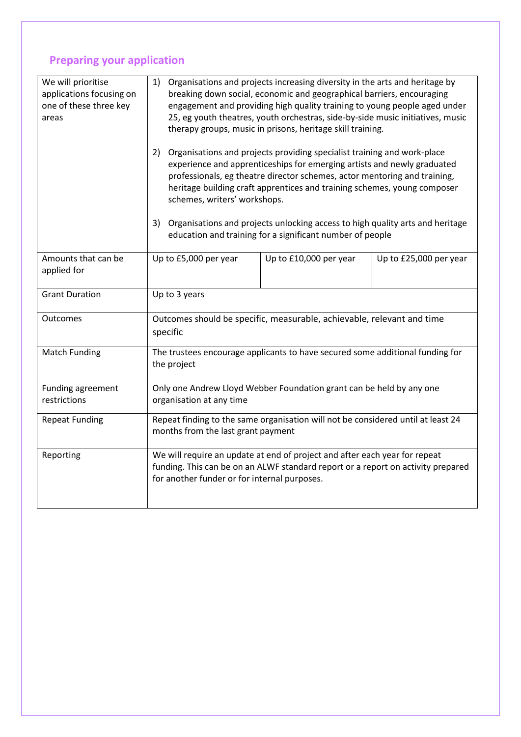## Preparing your application

| | | | |
|---|---|---|---|
| We will prioritise applications focusing on one of these three key areas | 1) Organisations and projects increasing diversity in the arts and heritage by breaking down social, economic and geographical barriers, encouraging engagement and providing high quality training to young people aged under 25, eg youth theatres, youth orchestras, side-by-side music initiatives, music therapy groups, music in prisons, heritage skill training.<br><br>2) Organisations and projects providing specialist training and work-place experience and apprenticeships for emerging artists and newly graduated professionals, eg theatre director schemes, actor mentoring and training, heritage building craft apprentices and training schemes, young composer schemes, writers' workshops.<br><br>3) Organisations and projects unlocking access to high quality arts and heritage education and training for a significant number of people | | |
| Amounts that can be applied for | Up to £5,000 per year | Up to £10,000 per year | Up to £25,000 per year |
| Grant Duration | Up to 3 years | | |
| Outcomes | Outcomes should be specific, measurable, achievable, relevant and time specific | | |
| Match Funding | The trustees encourage applicants to have secured some additional funding for the project | | |
| Funding agreement restrictions | Only one Andrew Lloyd Webber Foundation grant can be held by any one organisation at any time | | |
| Repeat Funding | Repeat finding to the same organisation will not be considered until at least 24 months from the last grant payment | | |
| Reporting | We will require an update at end of project and after each year for repeat funding. This can be on an ALWF standard report or a report on activity prepared for another funder or for internal purposes. | | |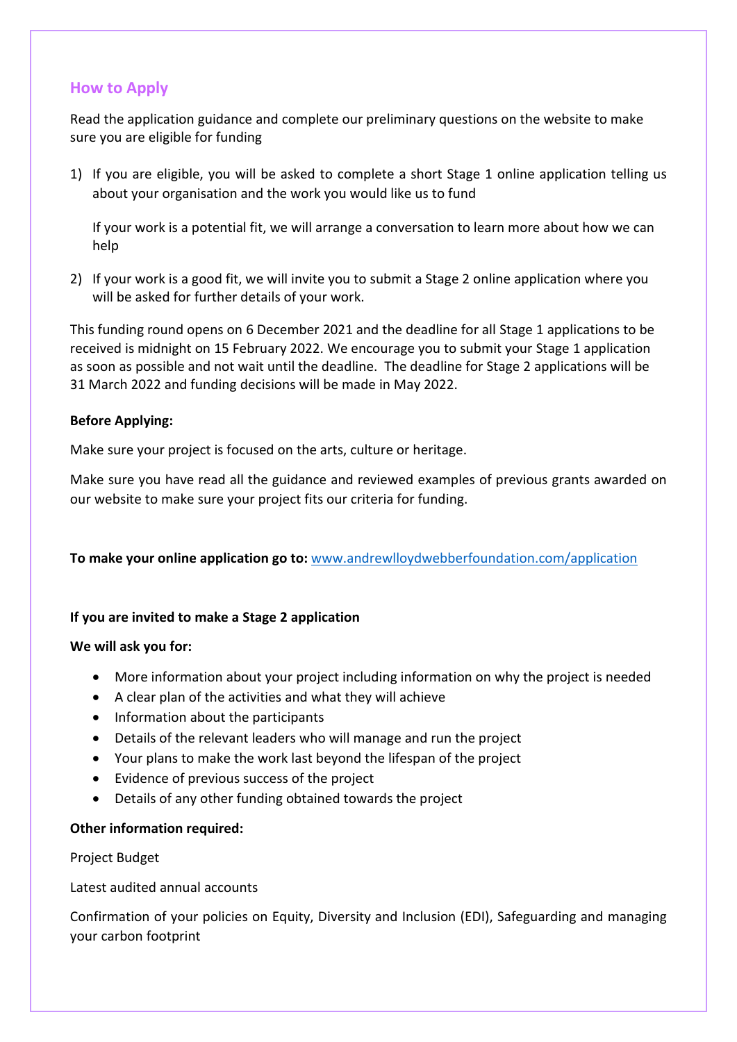## How to Apply

Read the application guidance and complete our preliminary questions on the website to make sure you are eligible for funding

1) If you are eligible, you will be asked to complete a short Stage 1 online application telling us about your organisation and the work you would like us to fund

   If your work is a potential fit, we will arrange a conversation to learn more about how we can help

2) If your work is a good fit, we will invite you to submit a Stage 2 online application where you will be asked for further details of your work.

This funding round opens on 6 December 2021 and the deadline for all Stage 1 applications to be received is midnight on 15 February 2022. We encourage you to submit your Stage 1 application as soon as possible and not wait until the deadline. The deadline for Stage 2 applications will be 31 March 2022 and funding decisions will be made in May 2022.

**Before Applying:**

Make sure your project is focused on the arts, culture or heritage.

Make sure you have read all the guidance and reviewed examples of previous grants awarded on our website to make sure your project fits our criteria for funding.

**To make your online application go to:** [www.andrewlloydwebberfoundation.com/application](www.andrewlloydwebberfoundation.com/application)

**If you are invited to make a Stage 2 application**

**We will ask you for:**

- More information about your project including information on why the project is needed
- A clear plan of the activities and what they will achieve
- Information about the participants
- Details of the relevant leaders who will manage and run the project
- Your plans to make the work last beyond the lifespan of the project
- Evidence of previous success of the project
- Details of any other funding obtained towards the project

**Other information required:**

Project Budget

Latest audited annual accounts

Confirmation of your policies on Equity, Diversity and Inclusion (EDI), Safeguarding and managing your carbon footprint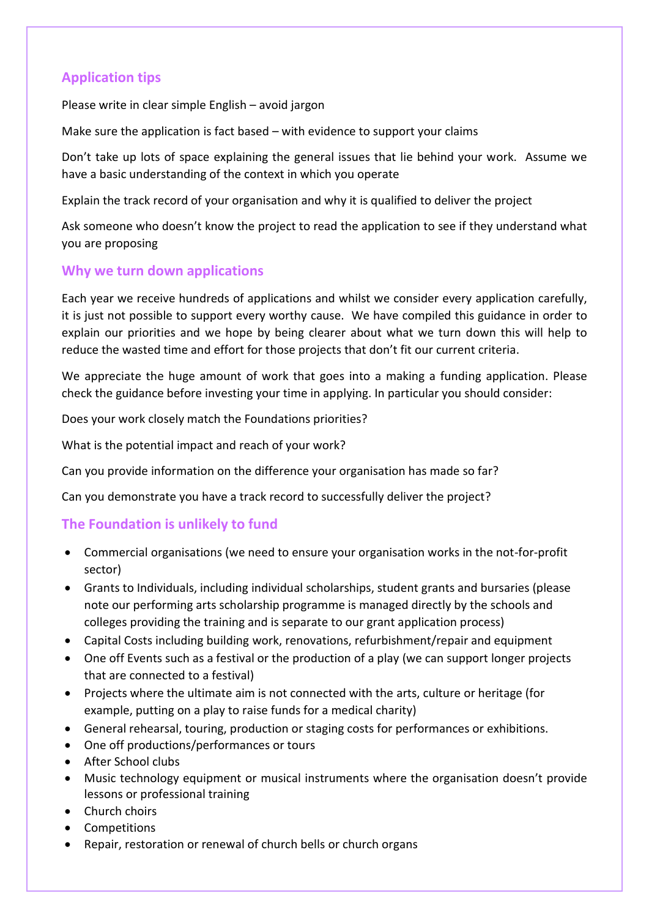## Application tips

Please write in clear simple English – avoid jargon

Make sure the application is fact based – with evidence to support your claims

Don't take up lots of space explaining the general issues that lie behind your work. Assume we have a basic understanding of the context in which you operate

Explain the track record of your organisation and why it is qualified to deliver the project

Ask someone who doesn't know the project to read the application to see if they understand what you are proposing

## Why we turn down applications

Each year we receive hundreds of applications and whilst we consider every application carefully, it is just not possible to support every worthy cause. We have compiled this guidance in order to explain our priorities and we hope by being clearer about what we turn down this will help to reduce the wasted time and effort for those projects that don't fit our current criteria.

We appreciate the huge amount of work that goes into a making a funding application. Please check the guidance before investing your time in applying. In particular you should consider:

Does your work closely match the Foundations priorities?

What is the potential impact and reach of your work?

Can you provide information on the difference your organisation has made so far?

Can you demonstrate you have a track record to successfully deliver the project?

## The Foundation is unlikely to fund

- Commercial organisations (we need to ensure your organisation works in the not-for-profit sector)
- Grants to Individuals, including individual scholarships, student grants and bursaries (please note our performing arts scholarship programme is managed directly by the schools and colleges providing the training and is separate to our grant application process)
- Capital Costs including building work, renovations, refurbishment/repair and equipment
- One off Events such as a festival or the production of a play (we can support longer projects that are connected to a festival)
- Projects where the ultimate aim is not connected with the arts, culture or heritage (for example, putting on a play to raise funds for a medical charity)
- General rehearsal, touring, production or staging costs for performances or exhibitions.
- One off productions/performances or tours
- After School clubs
- Music technology equipment or musical instruments where the organisation doesn't provide lessons or professional training
- Church choirs
- Competitions
- Repair, restoration or renewal of church bells or church organs